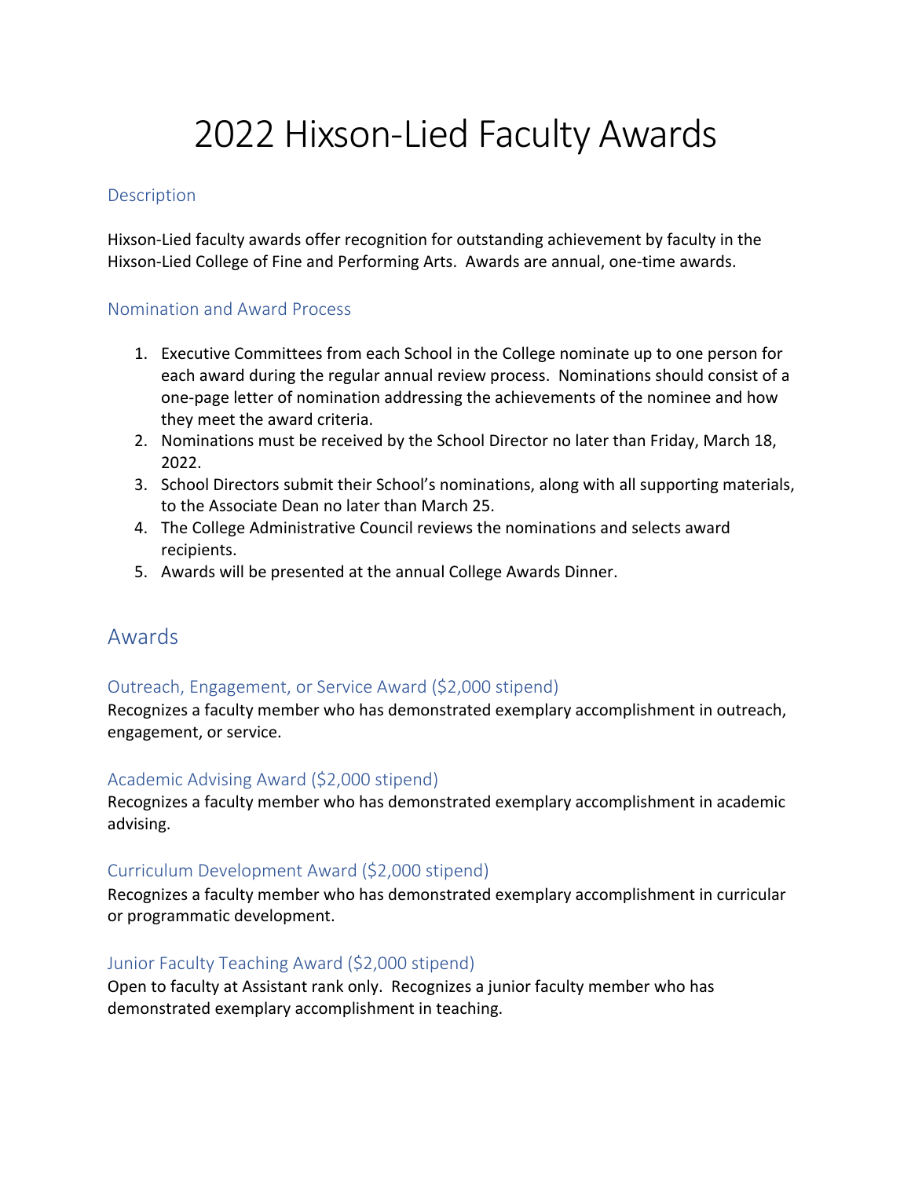# 2022 Hixson-Lied Faculty Awards

### Description

Hixson-Lied faculty awards offer recognition for outstanding achievement by faculty in the Hixson-Lied College of Fine and Performing Arts. Awards are annual, one-time awards.

### Nomination and Award Process

1. Executive Committees from each School in the College nominate up to one person for each award during the regular annual review process. Nominations should consist of a one-page letter of nomination addressing the achievements of the nominee and how they meet the award criteria.
2. Nominations must be received by the School Director no later than Friday, March 18, 2022.
3. School Directors submit their School's nominations, along with all supporting materials, to the Associate Dean no later than March 25.
4. The College Administrative Council reviews the nominations and selects award recipients.
5. Awards will be presented at the annual College Awards Dinner.

## Awards

### Outreach, Engagement, or Service Award ($2,000 stipend)

Recognizes a faculty member who has demonstrated exemplary accomplishment in outreach, engagement, or service.

### Academic Advising Award ($2,000 stipend)

Recognizes a faculty member who has demonstrated exemplary accomplishment in academic advising.

### Curriculum Development Award ($2,000 stipend)

Recognizes a faculty member who has demonstrated exemplary accomplishment in curricular or programmatic development.

### Junior Faculty Teaching Award ($2,000 stipend)

Open to faculty at Assistant rank only. Recognizes a junior faculty member who has demonstrated exemplary accomplishment in teaching.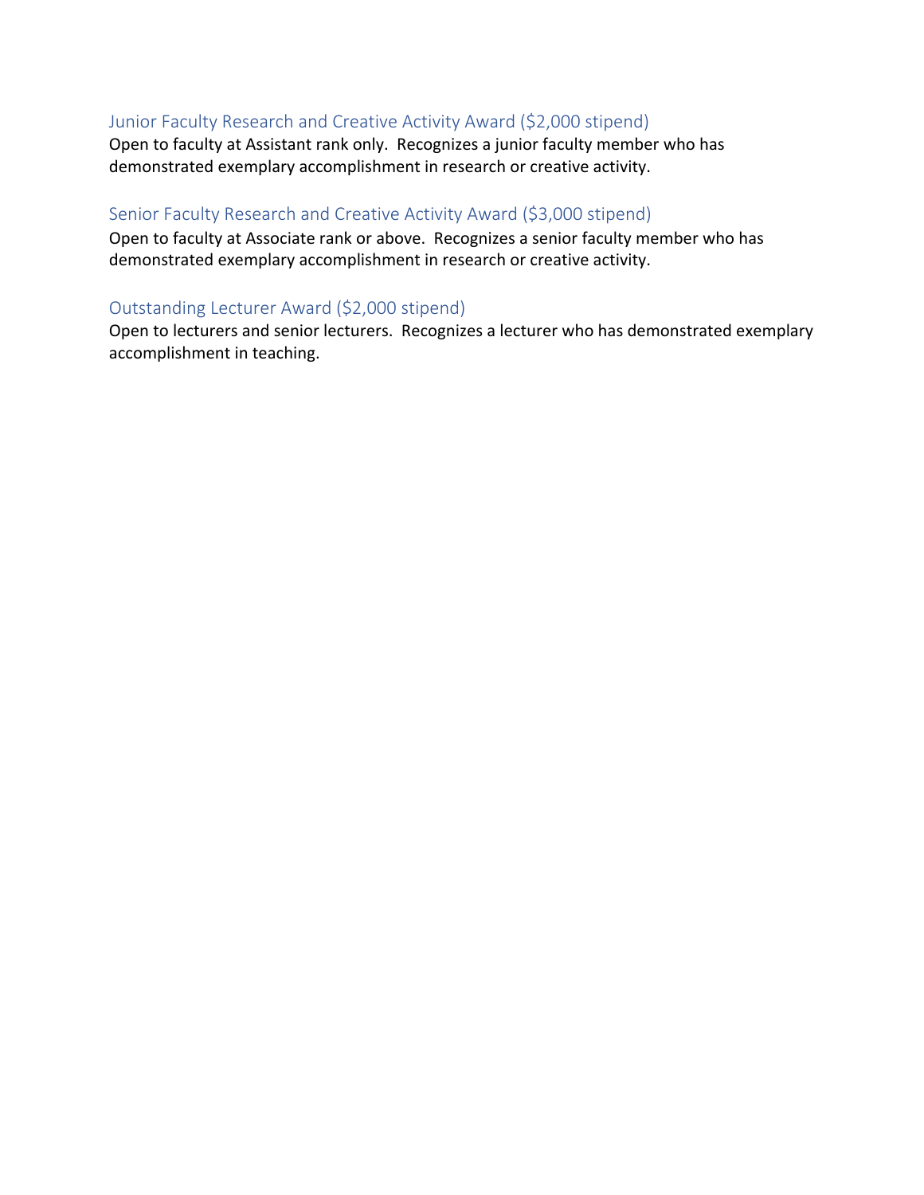### Junior Faculty Research and Creative Activity Award ($2,000 stipend)

Open to faculty at Assistant rank only. Recognizes a junior faculty member who has demonstrated exemplary accomplishment in research or creative activity.

### Senior Faculty Research and Creative Activity Award ($3,000 stipend)

Open to faculty at Associate rank or above. Recognizes a senior faculty member who has demonstrated exemplary accomplishment in research or creative activity.

### Outstanding Lecturer Award ($2,000 stipend)

Open to lecturers and senior lecturers. Recognizes a lecturer who has demonstrated exemplary accomplishment in teaching.